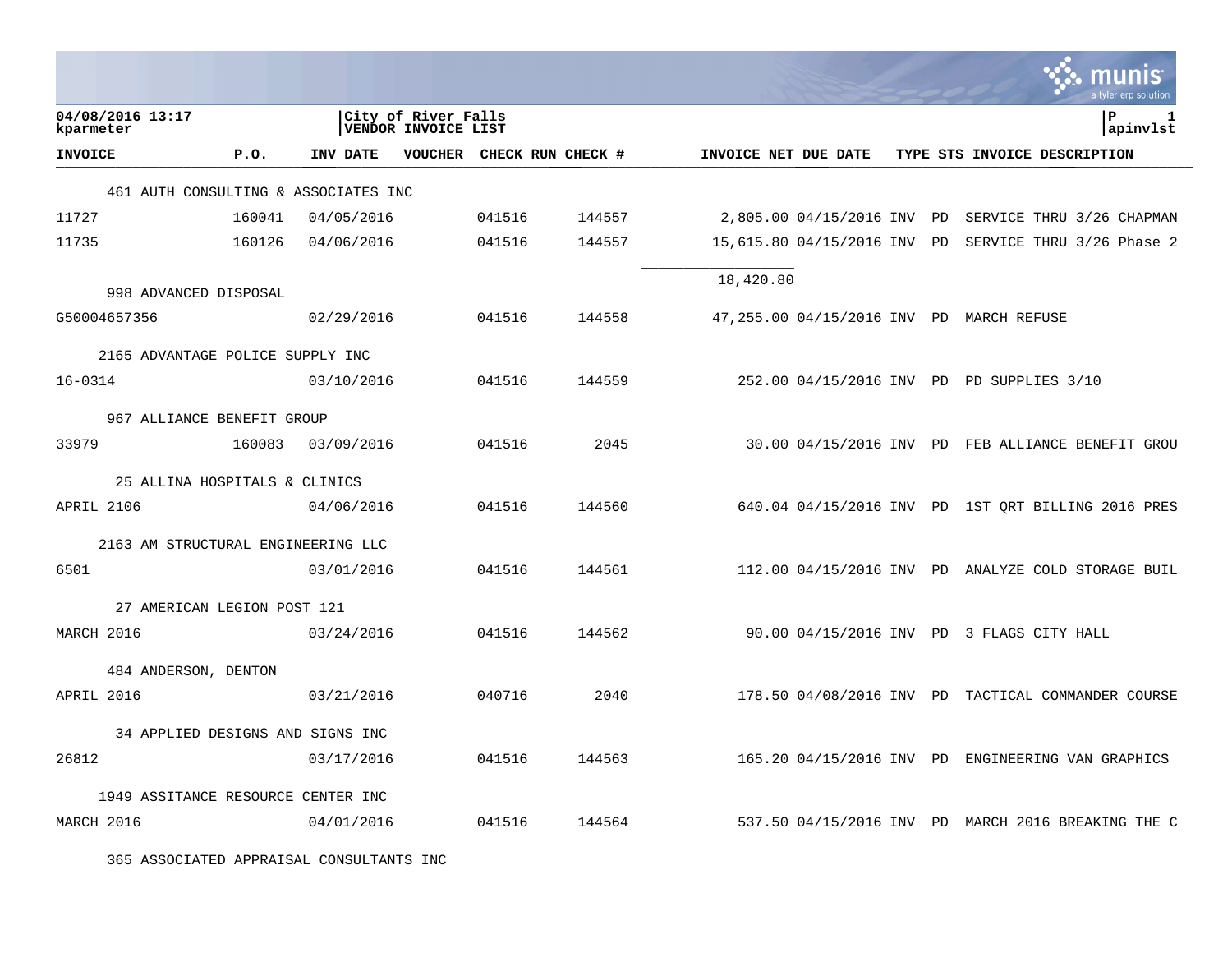04/08/2016 13:17
kparmeter

City of River Falls
VENDOR INVOICE LIST

P 1
apinvlst

| INVOICE | P.O. | INV DATE | VOUCHER | CHECK RUN | CHECK # | INVOICE NET | DUE DATE | TYPE | STS | INVOICE DESCRIPTION |
|---|---|---|---|---|---|---|---|---|---|---|
| 461 AUTH CONSULTING & ASSOCIATES INC | | | | | | | | | | |
| 11727 | 160041 | 04/05/2016 | | 041516 | 144557 | 2,805.00 | 04/15/2016 | INV | PD | SERVICE THRU 3/26 CHAPMAN |
| 11735 | 160126 | 04/06/2016 | | 041516 | 144557 | 15,615.80 | 04/15/2016 | INV | PD | SERVICE THRU 3/26 Phase 2 |
| | | | | | | 18,420.80 | | | | |
| 998 ADVANCED DISPOSAL | | | | | | | | | | |
| G50004657356 | | 02/29/2016 | | 041516 | 144558 | 47,255.00 | 04/15/2016 | INV | PD | MARCH REFUSE |
| 2165 ADVANTAGE POLICE SUPPLY INC | | | | | | | | | | |
| 16-0314 | | 03/10/2016 | | 041516 | 144559 | 252.00 | 04/15/2016 | INV | PD | PD SUPPLIES 3/10 |
| 967 ALLIANCE BENEFIT GROUP | | | | | | | | | | |
| 33979 | 160083 | 03/09/2016 | | 041516 | 2045 | 30.00 | 04/15/2016 | INV | PD | FEB ALLIANCE BENEFIT GROU |
| 25 ALLINA HOSPITALS & CLINICS | | | | | | | | | | |
| APRIL 2106 | | 04/06/2016 | | 041516 | 144560 | 640.04 | 04/15/2016 | INV | PD | 1ST QRT BILLING 2016 PRES |
| 2163 AM STRUCTURAL ENGINEERING LLC | | | | | | | | | | |
| 6501 | | 03/01/2016 | | 041516 | 144561 | 112.00 | 04/15/2016 | INV | PD | ANALYZE COLD STORAGE BUIL |
| 27 AMERICAN LEGION POST 121 | | | | | | | | | | |
| MARCH 2016 | | 03/24/2016 | | 041516 | 144562 | 90.00 | 04/15/2016 | INV | PD | 3 FLAGS CITY HALL |
| 484 ANDERSON, DENTON | | | | | | | | | | |
| APRIL 2016 | | 03/21/2016 | | 040716 | 2040 | 178.50 | 04/08/2016 | INV | PD | TACTICAL COMMANDER COURSE |
| 34 APPLIED DESIGNS AND SIGNS INC | | | | | | | | | | |
| 26812 | | 03/17/2016 | | 041516 | 144563 | 165.20 | 04/15/2016 | INV | PD | ENGINEERING VAN GRAPHICS |
| 1949 ASSITANCE RESOURCE CENTER INC | | | | | | | | | | |
| MARCH 2016 | | 04/01/2016 | | 041516 | 144564 | 537.50 | 04/15/2016 | INV | PD | MARCH 2016 BREAKING THE C |
| 365 ASSOCIATED APPRAISAL CONSULTANTS INC | | | | | | | | | | |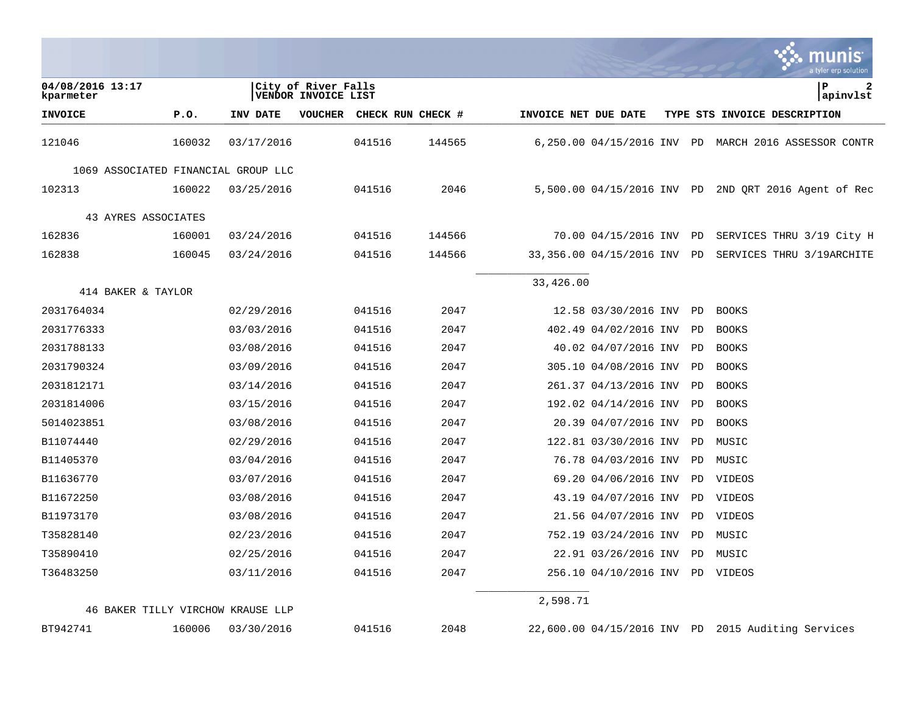04/08/2016 13:17
kparmeter

City of River Falls
VENDOR INVOICE LIST

P 2
apinvlst

| INVOICE | P.O. | INV DATE | VOUCHER | CHECK RUN | CHECK # | INVOICE NET | DUE DATE | TYPE | STS | INVOICE DESCRIPTION |
|---|---|---|---|---|---|---|---|---|---|---|
| 121046 | 160032 | 03/17/2016 | | 041516 | 144565 | 6,250.00 | 04/15/2016 | INV | PD | MARCH 2016 ASSESSOR CONTR |
| 1069 ASSOCIATED FINANCIAL GROUP LLC | | | | | | | | | | |
| 102313 | 160022 | 03/25/2016 | | 041516 | 2046 | 5,500.00 | 04/15/2016 | INV | PD | 2ND QRT 2016 Agent of Rec |
| 43 AYRES ASSOCIATES | | | | | | | | | | |
| 162836 | 160001 | 03/24/2016 | | 041516 | 144566 | 70.00 | 04/15/2016 | INV | PD | SERVICES THRU 3/19 City H |
| 162838 | 160045 | 03/24/2016 | | 041516 | 144566 | 33,356.00 | 04/15/2016 | INV | PD | SERVICES THRU 3/19ARCHITE |
| | | | | | | 33,426.00 | | | | |
| 414 BAKER & TAYLOR | | | | | | | | | | |
| 2031764034 | | 02/29/2016 | | 041516 | 2047 | 12.58 | 03/30/2016 | INV | PD | BOOKS |
| 2031776333 | | 03/03/2016 | | 041516 | 2047 | 402.49 | 04/02/2016 | INV | PD | BOOKS |
| 2031788133 | | 03/08/2016 | | 041516 | 2047 | 40.02 | 04/07/2016 | INV | PD | BOOKS |
| 2031790324 | | 03/09/2016 | | 041516 | 2047 | 305.10 | 04/08/2016 | INV | PD | BOOKS |
| 2031812171 | | 03/14/2016 | | 041516 | 2047 | 261.37 | 04/13/2016 | INV | PD | BOOKS |
| 2031814006 | | 03/15/2016 | | 041516 | 2047 | 192.02 | 04/14/2016 | INV | PD | BOOKS |
| 5014023851 | | 03/08/2016 | | 041516 | 2047 | 20.39 | 04/07/2016 | INV | PD | BOOKS |
| B11074440 | | 02/29/2016 | | 041516 | 2047 | 122.81 | 03/30/2016 | INV | PD | MUSIC |
| B11405370 | | 03/04/2016 | | 041516 | 2047 | 76.78 | 04/03/2016 | INV | PD | MUSIC |
| B11636770 | | 03/07/2016 | | 041516 | 2047 | 69.20 | 04/06/2016 | INV | PD | VIDEOS |
| B11672250 | | 03/08/2016 | | 041516 | 2047 | 43.19 | 04/07/2016 | INV | PD | VIDEOS |
| B11973170 | | 03/08/2016 | | 041516 | 2047 | 21.56 | 04/07/2016 | INV | PD | VIDEOS |
| T35828140 | | 02/23/2016 | | 041516 | 2047 | 752.19 | 03/24/2016 | INV | PD | MUSIC |
| T35890410 | | 02/25/2016 | | 041516 | 2047 | 22.91 | 03/26/2016 | INV | PD | MUSIC |
| T36483250 | | 03/11/2016 | | 041516 | 2047 | 256.10 | 04/10/2016 | INV | PD | VIDEOS |
| | | | | | | 2,598.71 | | | | |
| 46 BAKER TILLY VIRCHOW KRAUSE LLP | | | | | | | | | | |
| BT942741 | 160006 | 03/30/2016 | | 041516 | 2048 | 22,600.00 | 04/15/2016 | INV | PD | 2015 Auditing Services |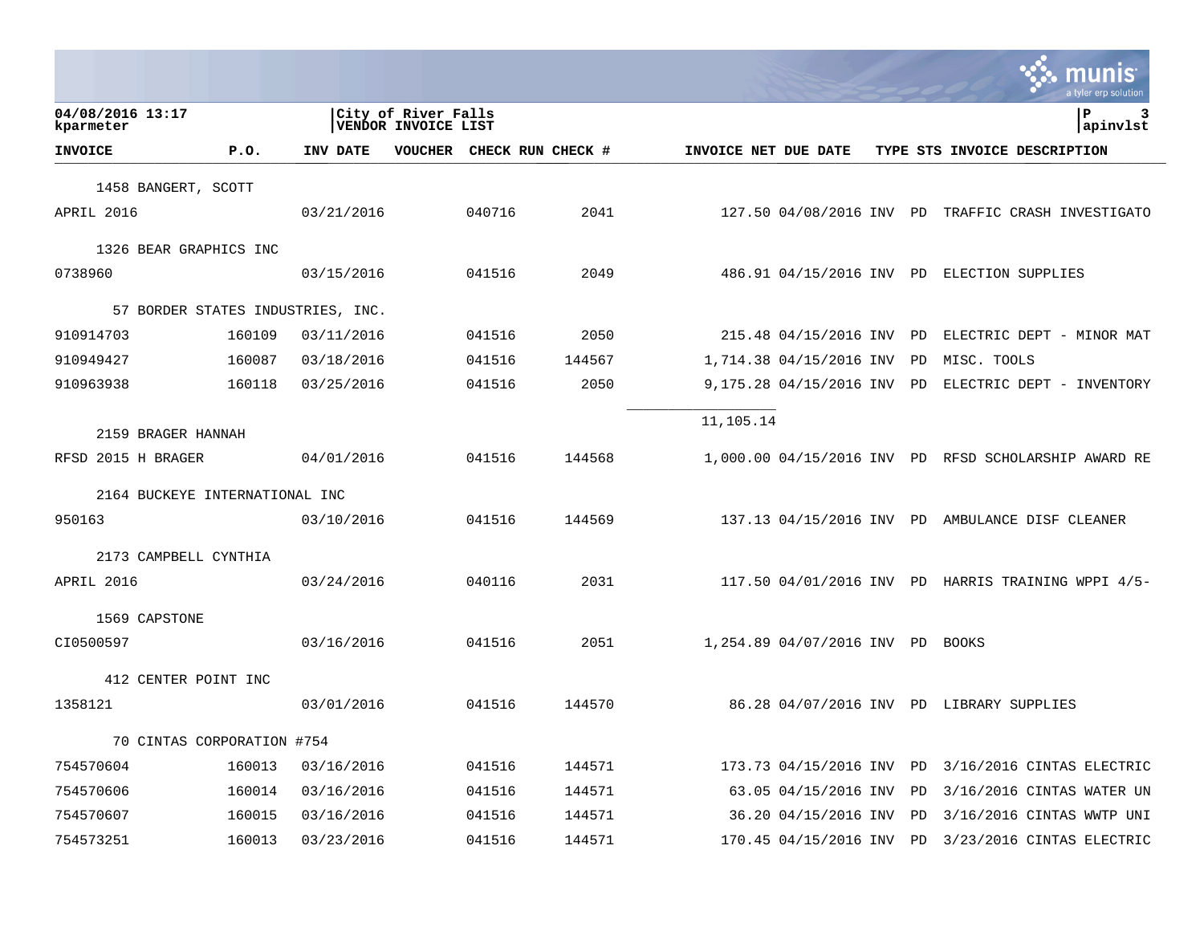04/08/2016 13:17 kparmeter | City of River Falls VENDOR INVOICE LIST | P 3 apinvlst

| INVOICE | P.O. | INV DATE | VOUCHER | CHECK RUN | CHECK # | INVOICE NET | DUE DATE | TYPE | STS | INVOICE DESCRIPTION |
|---|---|---|---|---|---|---|---|---|---|---|
| 1458 BANGERT, SCOTT | | | | | | | | | | |
| APRIL 2016 | | 03/21/2016 | | 040716 | 2041 | 127.50 | 04/08/2016 | INV | PD | TRAFFIC CRASH INVESTIGATO |
| 1326 BEAR GRAPHICS INC | | | | | | | | | | |
| 0738960 | | 03/15/2016 | | 041516 | 2049 | 486.91 | 04/15/2016 | INV | PD | ELECTION SUPPLIES |
| 57 BORDER STATES INDUSTRIES, INC. | | | | | | | | | | |
| 910914703 | 160109 | 03/11/2016 | | 041516 | 2050 | 215.48 | 04/15/2016 | INV | PD | ELECTRIC DEPT - MINOR MAT |
| 910949427 | 160087 | 03/18/2016 | | 041516 | 144567 | 1,714.38 | 04/15/2016 | INV | PD | MISC. TOOLS |
| 910963938 | 160118 | 03/25/2016 | | 041516 | 2050 | 9,175.28 | 04/15/2016 | INV | PD | ELECTRIC DEPT - INVENTORY |
| | | | | | | 11,105.14 | | | | |
| 2159 BRAGER HANNAH | | | | | | | | | | |
| RFSD 2015 H BRAGER | | 04/01/2016 | | 041516 | 144568 | 1,000.00 | 04/15/2016 | INV | PD | RFSD SCHOLARSHIP AWARD RE |
| 2164 BUCKEYE INTERNATIONAL INC | | | | | | | | | | |
| 950163 | | 03/10/2016 | | 041516 | 144569 | 137.13 | 04/15/2016 | INV | PD | AMBULANCE DISF CLEANER |
| 2173 CAMPBELL CYNTHIA | | | | | | | | | | |
| APRIL 2016 | | 03/24/2016 | | 040116 | 2031 | 117.50 | 04/01/2016 | INV | PD | HARRIS TRAINING WPPI 4/5- |
| 1569 CAPSTONE | | | | | | | | | | |
| CI0500597 | | 03/16/2016 | | 041516 | 2051 | 1,254.89 | 04/07/2016 | INV | PD | BOOKS |
| 412 CENTER POINT INC | | | | | | | | | | |
| 1358121 | | 03/01/2016 | | 041516 | 144570 | 86.28 | 04/07/2016 | INV | PD | LIBRARY SUPPLIES |
| 70 CINTAS CORPORATION #754 | | | | | | | | | | |
| 754570604 | 160013 | 03/16/2016 | | 041516 | 144571 | 173.73 | 04/15/2016 | INV | PD | 3/16/2016 CINTAS ELECTRIC |
| 754570606 | 160014 | 03/16/2016 | | 041516 | 144571 | 63.05 | 04/15/2016 | INV | PD | 3/16/2016 CINTAS WATER UN |
| 754570607 | 160015 | 03/16/2016 | | 041516 | 144571 | 36.20 | 04/15/2016 | INV | PD | 3/16/2016 CINTAS WWTP UNI |
| 754573251 | 160013 | 03/23/2016 | | 041516 | 144571 | 170.45 | 04/15/2016 | INV | PD | 3/23/2016 CINTAS ELECTRIC |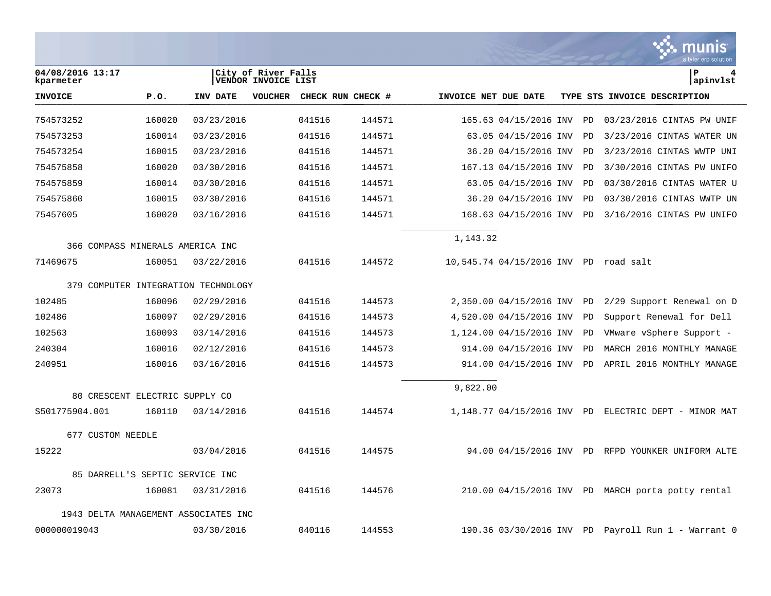04/08/2016 13:17
kparmeter

City of River Falls
VENDOR INVOICE LIST

P 4
apinvlst

| INVOICE | P.O. | INV DATE | VOUCHER | CHECK RUN | CHECK # | INVOICE NET | DUE DATE | TYPE | STS | INVOICE DESCRIPTION |
|---|---|---|---|---|---|---|---|---|---|---|
| 754573252 | 160020 | 03/23/2016 | | 041516 | 144571 | 165.63 | 04/15/2016 | INV | PD | 03/23/2016 CINTAS PW UNIF |
| 754573253 | 160014 | 03/23/2016 | | 041516 | 144571 | 63.05 | 04/15/2016 | INV | PD | 3/23/2016 CINTAS WATER UN |
| 754573254 | 160015 | 03/23/2016 | | 041516 | 144571 | 36.20 | 04/15/2016 | INV | PD | 3/23/2016 CINTAS WWTP UNI |
| 754575858 | 160020 | 03/30/2016 | | 041516 | 144571 | 167.13 | 04/15/2016 | INV | PD | 3/30/2016 CINTAS PW UNIFO |
| 754575859 | 160014 | 03/30/2016 | | 041516 | 144571 | 63.05 | 04/15/2016 | INV | PD | 03/30/2016 CINTAS WATER U |
| 754575860 | 160015 | 03/30/2016 | | 041516 | 144571 | 36.20 | 04/15/2016 | INV | PD | 03/30/2016 CINTAS WWTP UN |
| 75457605 | 160020 | 03/16/2016 | | 041516 | 144571 | 168.63 | 04/15/2016 | INV | PD | 3/16/2016 CINTAS PW UNIFO |
| | | | | | | 1,143.32 | | | | |
| 366 COMPASS MINERALS AMERICA INC | | | | | | | | | | |
| 71469675 | 160051 | 03/22/2016 | | 041516 | 144572 | 10,545.74 | 04/15/2016 | INV | PD | road salt |
| 379 COMPUTER INTEGRATION TECHNOLOGY | | | | | | | | | | |
| 102485 | 160096 | 02/29/2016 | | 041516 | 144573 | 2,350.00 | 04/15/2016 | INV | PD | 2/29 Support Renewal on D |
| 102486 | 160097 | 02/29/2016 | | 041516 | 144573 | 4,520.00 | 04/15/2016 | INV | PD | Support Renewal for Dell |
| 102563 | 160093 | 03/14/2016 | | 041516 | 144573 | 1,124.00 | 04/15/2016 | INV | PD | VMware vSphere Support - |
| 240304 | 160016 | 02/12/2016 | | 041516 | 144573 | 914.00 | 04/15/2016 | INV | PD | MARCH 2016 MONTHLY MANAGE |
| 240951 | 160016 | 03/16/2016 | | 041516 | 144573 | 914.00 | 04/15/2016 | INV | PD | APRIL 2016 MONTHLY MANAGE |
| | | | | | | 9,822.00 | | | | |
| 80 CRESCENT ELECTRIC SUPPLY CO | | | | | | | | | | |
| S501775904.001 | 160110 | 03/14/2016 | | 041516 | 144574 | 1,148.77 | 04/15/2016 | INV | PD | ELECTRIC DEPT - MINOR MAT |
| 677 CUSTOM NEEDLE | | | | | | | | | | |
| 15222 | | 03/04/2016 | | 041516 | 144575 | 94.00 | 04/15/2016 | INV | PD | RFPD YOUNKER UNIFORM ALTE |
| 85 DARRELL'S SEPTIC SERVICE INC | | | | | | | | | | |
| 23073 | 160081 | 03/31/2016 | | 041516 | 144576 | 210.00 | 04/15/2016 | INV | PD | MARCH porta potty rental |
| 1943 DELTA MANAGEMENT ASSOCIATES INC | | | | | | | | | | |
| 000000019043 | | 03/30/2016 | | 040116 | 144553 | 190.36 | 03/30/2016 | INV | PD | Payroll Run 1 - Warrant 0 |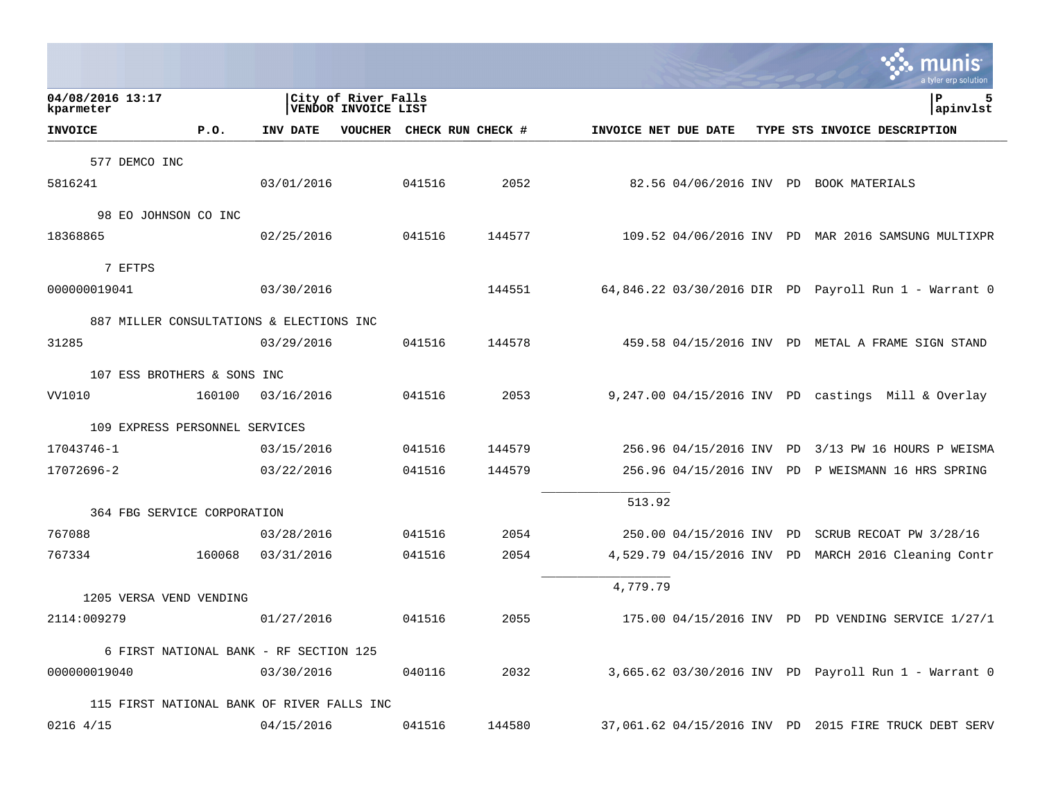**04/08/2016 13:17**
**kparmeter**

**City of River Falls**
**VENDOR INVOICE LIST**

**apinvlst**

| INVOICE | P.O. | INV DATE | VOUCHER | CHECK RUN | CHECK # | INVOICE NET | DUE DATE | TYPE | STS | INVOICE DESCRIPTION |
|---|---|---|---|---|---|---|---|---|---|---|
| 577 DEMCO INC | | | | | | | | | | |
| 5816241 | | 03/01/2016 | | 041516 | 2052 | 82.56 | 04/06/2016 | INV | PD | BOOK MATERIALS |
| 98 EO JOHNSON CO INC | | | | | | | | | | |
| 18368865 | | 02/25/2016 | | 041516 | 144577 | 109.52 | 04/06/2016 | INV | PD | MAR 2016 SAMSUNG MULTIXPR |
| 7 EFTPS | | | | | | | | | | |
| 000000019041 | | 03/30/2016 | | | 144551 | 64,846.22 | 03/30/2016 | DIR | PD | Payroll Run 1 - Warrant 0 |
| 887 MILLER CONSULTATIONS & ELECTIONS INC | | | | | | | | | | |
| 31285 | | 03/29/2016 | | 041516 | 144578 | 459.58 | 04/15/2016 | INV | PD | METAL A FRAME SIGN STAND |
| 107 ESS BROTHERS & SONS INC | | | | | | | | | | |
| VV1010 | 160100 | 03/16/2016 | | 041516 | 2053 | 9,247.00 | 04/15/2016 | INV | PD | castings Mill & Overlay |
| 109 EXPRESS PERSONNEL SERVICES | | | | | | | | | | |
| 17043746-1 | | 03/15/2016 | | 041516 | 144579 | 256.96 | 04/15/2016 | INV | PD | 3/13 PW 16 HOURS P WEISMA |
| 17072696-2 | | 03/22/2016 | | 041516 | 144579 | 256.96 | 04/15/2016 | INV | PD | P WEISMANN 16 HRS SPRING |
| | | | | | | 513.92 | | | | |
| 364 FBG SERVICE CORPORATION | | | | | | | | | | |
| 767088 | | 03/28/2016 | | 041516 | 2054 | 250.00 | 04/15/2016 | INV | PD | SCRUB RECOAT PW 3/28/16 |
| 767334 | 160068 | 03/31/2016 | | 041516 | 2054 | 4,529.79 | 04/15/2016 | INV | PD | MARCH 2016 Cleaning Contr |
| | | | | | | 4,779.79 | | | | |
| 1205 VERSA VEND VENDING | | | | | | | | | | |
| 2114:009279 | | 01/27/2016 | | 041516 | 2055 | 175.00 | 04/15/2016 | INV | PD | PD VENDING SERVICE 1/27/1 |
| 6 FIRST NATIONAL BANK - RF SECTION 125 | | | | | | | | | | |
| 000000019040 | | 03/30/2016 | | 040116 | 2032 | 3,665.62 | 03/30/2016 | INV | PD | Payroll Run 1 - Warrant 0 |
| 115 FIRST NATIONAL BANK OF RIVER FALLS INC | | | | | | | | | | |
| 0216 4/15 | | 04/15/2016 | | 041516 | 144580 | 37,061.62 | 04/15/2016 | INV | PD | 2015 FIRE TRUCK DEBT SERV |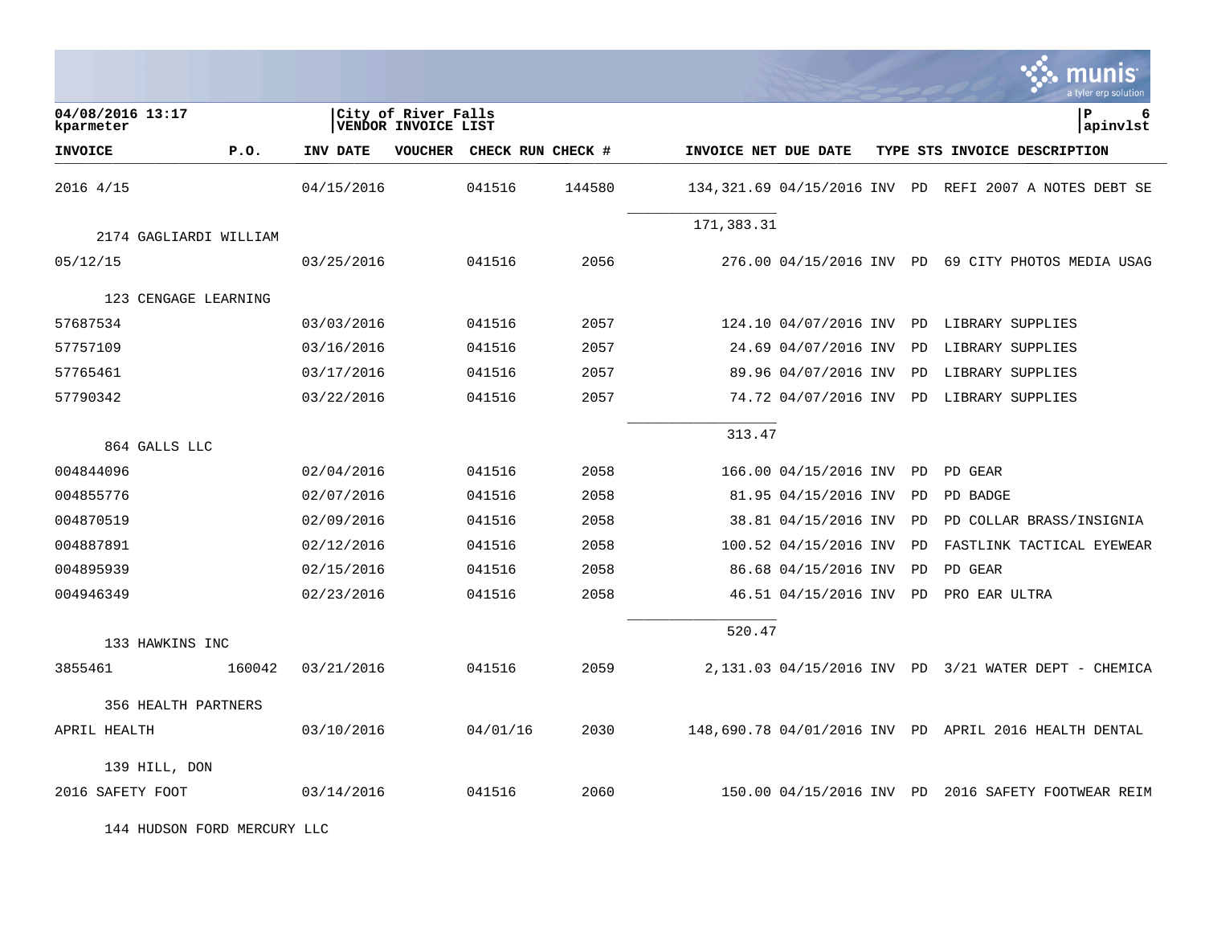| INVOICE | P.O. | INV DATE | VOUCHER | CHECK RUN | CHECK # | INVOICE NET | DUE DATE | TYPE | STS | INVOICE DESCRIPTION |
|---|---|---|---|---|---|---|---|---|---|---|
| 2016 4/15 | | 04/15/2016 | | 041516 | 144580 | 134,321.69 | 04/15/2016 | INV | PD | REFI 2007 A NOTES DEBT SE |
| | | | | | | 171,383.31 | | | | |
| 2174 GAGLIARDI WILLIAM | | | | | | | | | | |
| 05/12/15 | | 03/25/2016 | | 041516 | 2056 | 276.00 | 04/15/2016 | INV | PD | 69 CITY PHOTOS MEDIA USAG |
| 123 CENGAGE LEARNING | | | | | | | | | | |
| 57687534 | | 03/03/2016 | | 041516 | 2057 | 124.10 | 04/07/2016 | INV | PD | LIBRARY SUPPLIES |
| 57757109 | | 03/16/2016 | | 041516 | 2057 | 24.69 | 04/07/2016 | INV | PD | LIBRARY SUPPLIES |
| 57765461 | | 03/17/2016 | | 041516 | 2057 | 89.96 | 04/07/2016 | INV | PD | LIBRARY SUPPLIES |
| 57790342 | | 03/22/2016 | | 041516 | 2057 | 74.72 | 04/07/2016 | INV | PD | LIBRARY SUPPLIES |
| | | | | | | 313.47 | | | | |
| 864 GALLS LLC | | | | | | | | | | |
| 004844096 | | 02/04/2016 | | 041516 | 2058 | 166.00 | 04/15/2016 | INV | PD | PD GEAR |
| 004855776 | | 02/07/2016 | | 041516 | 2058 | 81.95 | 04/15/2016 | INV | PD | PD BADGE |
| 004870519 | | 02/09/2016 | | 041516 | 2058 | 38.81 | 04/15/2016 | INV | PD | PD COLLAR BRASS/INSIGNIA |
| 004887891 | | 02/12/2016 | | 041516 | 2058 | 100.52 | 04/15/2016 | INV | PD | FASTLINK TACTICAL EYEWEAR |
| 004895939 | | 02/15/2016 | | 041516 | 2058 | 86.68 | 04/15/2016 | INV | PD | PD GEAR |
| 004946349 | | 02/23/2016 | | 041516 | 2058 | 46.51 | 04/15/2016 | INV | PD | PRO EAR ULTRA |
| | | | | | | 520.47 | | | | |
| 133 HAWKINS INC | | | | | | | | | | |
| 3855461 | 160042 | 03/21/2016 | | 041516 | 2059 | 2,131.03 | 04/15/2016 | INV | PD | 3/21 WATER DEPT - CHEMICA |
| 356 HEALTH PARTNERS | | | | | | | | | | |
| APRIL HEALTH | | 03/10/2016 | | 04/01/16 | 2030 | 148,690.78 | 04/01/2016 | INV | PD | APRIL 2016 HEALTH DENTAL |
| 139 HILL, DON | | | | | | | | | | |
| 2016 SAFETY FOOT | | 03/14/2016 | | 041516 | 2060 | 150.00 | 04/15/2016 | INV | PD | 2016 SAFETY FOOTWEAR REIM |
| 144 HUDSON FORD MERCURY LLC | | | | | | | | | | |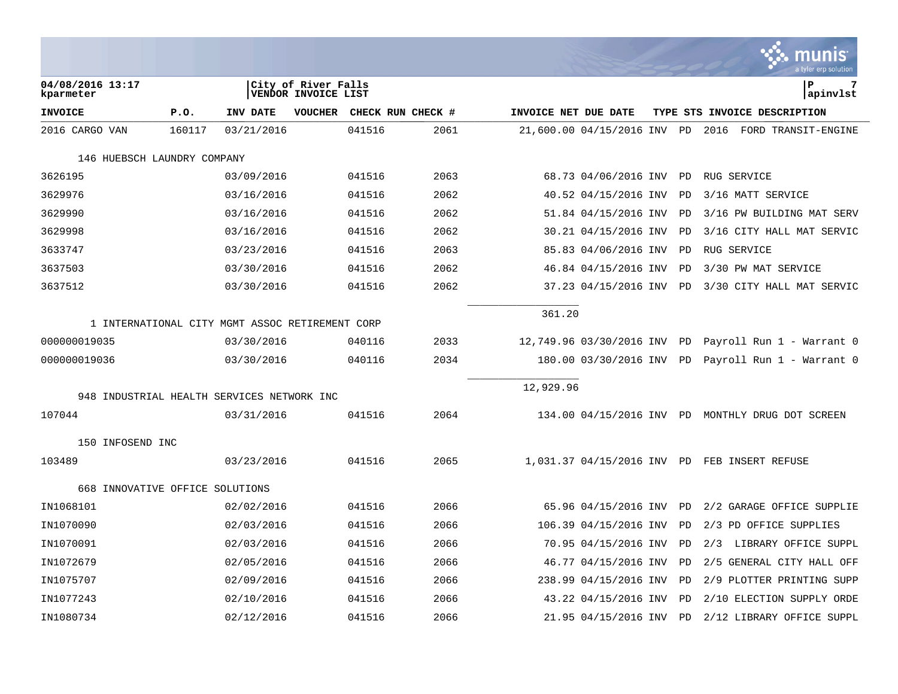| INVOICE | P.O. | INV DATE | VOUCHER | CHECK RUN | CHECK # | INVOICE NET | DUE DATE | TYPE | STS | INVOICE DESCRIPTION |
|---|---|---|---|---|---|---|---|---|---|---|
| 2016 CARGO VAN | 160117 | 03/21/2016 | | 041516 | 2061 | 21,600.00 | 04/15/2016 | INV | PD | 2016 FORD TRANSIT-ENGINE |
| 146 HUEBSCH LAUNDRY COMPANY | | | | | | | | | | |
| 3626195 | | 03/09/2016 | | 041516 | 2063 | 68.73 | 04/06/2016 | INV | PD | RUG SERVICE |
| 3629976 | | 03/16/2016 | | 041516 | 2062 | 40.52 | 04/15/2016 | INV | PD | 3/16 MATT SERVICE |
| 3629990 | | 03/16/2016 | | 041516 | 2062 | 51.84 | 04/15/2016 | INV | PD | 3/16 PW BUILDING MAT SERV |
| 3629998 | | 03/16/2016 | | 041516 | 2062 | 30.21 | 04/15/2016 | INV | PD | 3/16 CITY HALL MAT SERVIC |
| 3633747 | | 03/23/2016 | | 041516 | 2063 | 85.83 | 04/06/2016 | INV | PD | RUG SERVICE |
| 3637503 | | 03/30/2016 | | 041516 | 2062 | 46.84 | 04/15/2016 | INV | PD | 3/30 PW MAT SERVICE |
| 3637512 | | 03/30/2016 | | 041516 | 2062 | 37.23 | 04/15/2016 | INV | PD | 3/30 CITY HALL MAT SERVIC |
| | | | | | | 361.20 | | | | |
| 1 INTERNATIONAL CITY MGMT ASSOC RETIREMENT CORP | | | | | | | | | | |
| 000000019035 | | 03/30/2016 | | 040116 | 2033 | 12,749.96 | 03/30/2016 | INV | PD | Payroll Run 1 - Warrant 0 |
| 000000019036 | | 03/30/2016 | | 040116 | 2034 | 180.00 | 03/30/2016 | INV | PD | Payroll Run 1 - Warrant 0 |
| | | | | | | 12,929.96 | | | | |
| 948 INDUSTRIAL HEALTH SERVICES NETWORK INC | | | | | | | | | | |
| 107044 | | 03/31/2016 | | 041516 | 2064 | 134.00 | 04/15/2016 | INV | PD | MONTHLY DRUG DOT SCREEN |
| 150 INFOSEND INC | | | | | | | | | | |
| 103489 | | 03/23/2016 | | 041516 | 2065 | 1,031.37 | 04/15/2016 | INV | PD | FEB INSERT REFUSE |
| 668 INNOVATIVE OFFICE SOLUTIONS | | | | | | | | | | |
| IN1068101 | | 02/02/2016 | | 041516 | 2066 | 65.96 | 04/15/2016 | INV | PD | 2/2 GARAGE OFFICE SUPPLIE |
| IN1070090 | | 02/03/2016 | | 041516 | 2066 | 106.39 | 04/15/2016 | INV | PD | 2/3 PD OFFICE SUPPLIES |
| IN1070091 | | 02/03/2016 | | 041516 | 2066 | 70.95 | 04/15/2016 | INV | PD | 2/3 LIBRARY OFFICE SUPPL |
| IN1072679 | | 02/05/2016 | | 041516 | 2066 | 46.77 | 04/15/2016 | INV | PD | 2/5 GENERAL CITY HALL OFF |
| IN1075707 | | 02/09/2016 | | 041516 | 2066 | 238.99 | 04/15/2016 | INV | PD | 2/9 PLOTTER PRINTING SUPP |
| IN1077243 | | 02/10/2016 | | 041516 | 2066 | 43.22 | 04/15/2016 | INV | PD | 2/10 ELECTION SUPPLY ORDE |
| IN1080734 | | 02/12/2016 | | 041516 | 2066 | 21.95 | 04/15/2016 | INV | PD | 2/12 LIBRARY OFFICE SUPPL |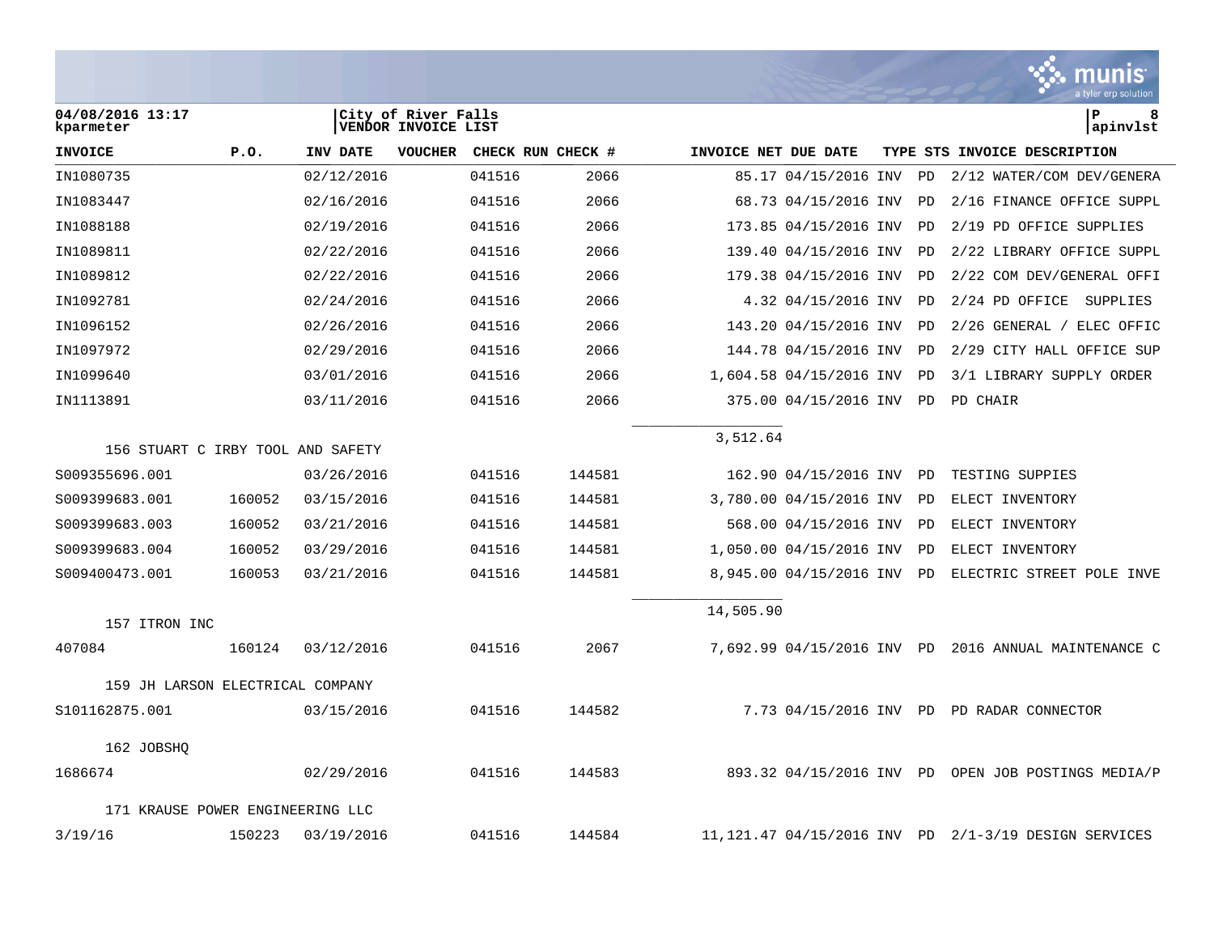04/08/2016 13:17
kparmeter

City of River Falls
VENDOR INVOICE LIST

P 8
apinvlst

| INVOICE | P.O. | INV DATE | VOUCHER | CHECK RUN | CHECK # | INVOICE NET | DUE DATE | TYPE | STS | INVOICE DESCRIPTION |
|---|---|---|---|---|---|---|---|---|---|---|
| IN1080735 | | 02/12/2016 | | 041516 | 2066 | 85.17 | 04/15/2016 | INV | PD | 2/12 WATER/COM DEV/GENERA |
| IN1083447 | | 02/16/2016 | | 041516 | 2066 | 68.73 | 04/15/2016 | INV | PD | 2/16 FINANCE OFFICE SUPPL |
| IN1088188 | | 02/19/2016 | | 041516 | 2066 | 173.85 | 04/15/2016 | INV | PD | 2/19 PD OFFICE SUPPLIES |
| IN1089811 | | 02/22/2016 | | 041516 | 2066 | 139.40 | 04/15/2016 | INV | PD | 2/22 LIBRARY OFFICE SUPPL |
| IN1089812 | | 02/22/2016 | | 041516 | 2066 | 179.38 | 04/15/2016 | INV | PD | 2/22 COM DEV/GENERAL OFFI |
| IN1092781 | | 02/24/2016 | | 041516 | 2066 | 4.32 | 04/15/2016 | INV | PD | 2/24 PD OFFICE SUPPLIES |
| IN1096152 | | 02/26/2016 | | 041516 | 2066 | 143.20 | 04/15/2016 | INV | PD | 2/26 GENERAL / ELEC OFFIC |
| IN1097972 | | 02/29/2016 | | 041516 | 2066 | 144.78 | 04/15/2016 | INV | PD | 2/29 CITY HALL OFFICE SUP |
| IN1099640 | | 03/01/2016 | | 041516 | 2066 | 1,604.58 | 04/15/2016 | INV | PD | 3/1 LIBRARY SUPPLY ORDER |
| IN1113891 | | 03/11/2016 | | 041516 | 2066 | 375.00 | 04/15/2016 | INV | PD | PD CHAIR |
| | | | | | | 3,512.64 | | | | |
| **156 STUART C IRBY TOOL AND SAFETY** | | | | | | | | | | |
| S009355696.001 | | 03/26/2016 | | 041516 | 144581 | 162.90 | 04/15/2016 | INV | PD | TESTING SUPPIES |
| S009399683.001 | 160052 | 03/15/2016 | | 041516 | 144581 | 3,780.00 | 04/15/2016 | INV | PD | ELECT INVENTORY |
| S009399683.003 | 160052 | 03/21/2016 | | 041516 | 144581 | 568.00 | 04/15/2016 | INV | PD | ELECT INVENTORY |
| S009399683.004 | 160052 | 03/29/2016 | | 041516 | 144581 | 1,050.00 | 04/15/2016 | INV | PD | ELECT INVENTORY |
| S009400473.001 | 160053 | 03/21/2016 | | 041516 | 144581 | 8,945.00 | 04/15/2016 | INV | PD | ELECTRIC STREET POLE INVE |
| | | | | | | 14,505.90 | | | | |
| **157 ITRON INC** | | | | | | | | | | |
| 407084 | 160124 | 03/12/2016 | | 041516 | 2067 | 7,692.99 | 04/15/2016 | INV | PD | 2016 ANNUAL MAINTENANCE C |
| **159 JH LARSON ELECTRICAL COMPANY** | | | | | | | | | | |
| S101162875.001 | | 03/15/2016 | | 041516 | 144582 | 7.73 | 04/15/2016 | INV | PD | PD RADAR CONNECTOR |
| **162 JOBSHQ** | | | | | | | | | | |
| 1686674 | | 02/29/2016 | | 041516 | 144583 | 893.32 | 04/15/2016 | INV | PD | OPEN JOB POSTINGS MEDIA/P |
| **171 KRAUSE POWER ENGINEERING LLC** | | | | | | | | | | |
| 3/19/16 | 150223 | 03/19/2016 | | 041516 | 144584 | 11,121.47 | 04/15/2016 | INV | PD | 2/1-3/19 DESIGN SERVICES |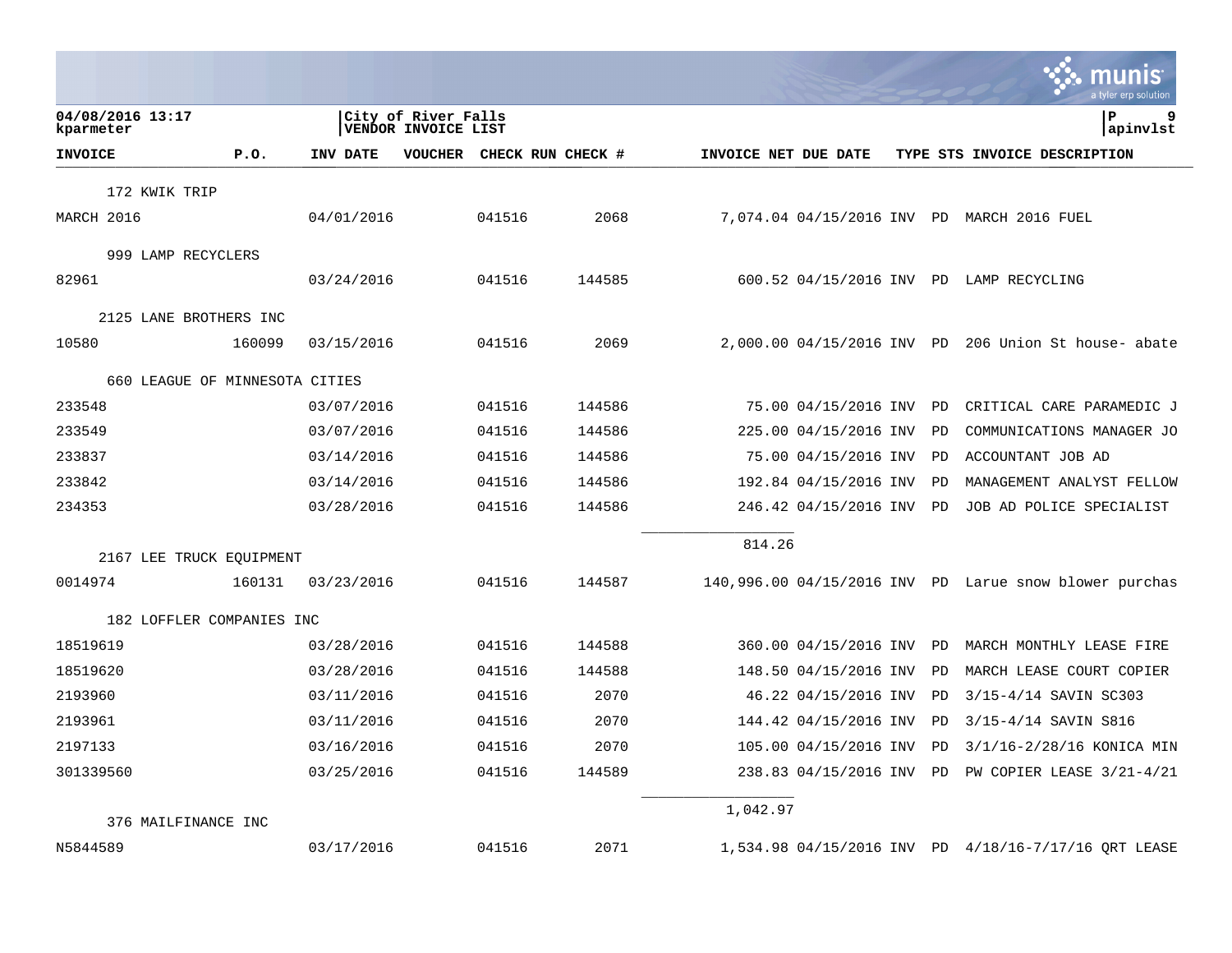04/08/2016 13:17 | City of River Falls | P 9
kparmeter | VENDOR INVOICE LIST | apinvlst

| INVOICE | P.O. | INV DATE | VOUCHER | CHECK RUN | CHECK # | INVOICE NET | DUE DATE | TYPE | STS | INVOICE DESCRIPTION |
|---|---|---|---|---|---|---|---|---|---|---|
| 172 KWIK TRIP | | | | | | | | | | |
| MARCH 2016 | | 04/01/2016 | | 041516 | 2068 | 7,074.04 | 04/15/2016 | INV | PD | MARCH 2016 FUEL |
| 999 LAMP RECYCLERS | | | | | | | | | | |
| 82961 | | 03/24/2016 | | 041516 | 144585 | 600.52 | 04/15/2016 | INV | PD | LAMP RECYCLING |
| 2125 LANE BROTHERS INC | | | | | | | | | | |
| 10580 | 160099 | 03/15/2016 | | 041516 | 2069 | 2,000.00 | 04/15/2016 | INV | PD | 206 Union St house- abate |
| 660 LEAGUE OF MINNESOTA CITIES | | | | | | | | | | |
| 233548 | | 03/07/2016 | | 041516 | 144586 | 75.00 | 04/15/2016 | INV | PD | CRITICAL CARE PARAMEDIC J |
| 233549 | | 03/07/2016 | | 041516 | 144586 | 225.00 | 04/15/2016 | INV | PD | COMMUNICATIONS MANAGER JO |
| 233837 | | 03/14/2016 | | 041516 | 144586 | 75.00 | 04/15/2016 | INV | PD | ACCOUNTANT JOB AD |
| 233842 | | 03/14/2016 | | 041516 | 144586 | 192.84 | 04/15/2016 | INV | PD | MANAGEMENT ANALYST FELLOW |
| 234353 | | 03/28/2016 | | 041516 | 144586 | 246.42 | 04/15/2016 | INV | PD | JOB AD POLICE SPECIALIST |
| | | | | | | 814.26 | | | | |
| 2167 LEE TRUCK EQUIPMENT | | | | | | | | | | |
| 0014974 | 160131 | 03/23/2016 | | 041516 | 144587 | 140,996.00 | 04/15/2016 | INV | PD | Larue snow blower purchas |
| 182 LOFFLER COMPANIES INC | | | | | | | | | | |
| 18519619 | | 03/28/2016 | | 041516 | 144588 | 360.00 | 04/15/2016 | INV | PD | MARCH MONTHLY LEASE FIRE |
| 18519620 | | 03/28/2016 | | 041516 | 144588 | 148.50 | 04/15/2016 | INV | PD | MARCH LEASE COURT COPIER |
| 2193960 | | 03/11/2016 | | 041516 | 2070 | 46.22 | 04/15/2016 | INV | PD | 3/15-4/14 SAVIN SC303 |
| 2193961 | | 03/11/2016 | | 041516 | 2070 | 144.42 | 04/15/2016 | INV | PD | 3/15-4/14 SAVIN S816 |
| 2197133 | | 03/16/2016 | | 041516 | 2070 | 105.00 | 04/15/2016 | INV | PD | 3/1/16-2/28/16 KONICA MIN |
| 301339560 | | 03/25/2016 | | 041516 | 144589 | 238.83 | 04/15/2016 | INV | PD | PW COPIER LEASE 3/21-4/21 |
| | | | | | | 1,042.97 | | | | |
| 376 MAILFINANCE INC | | | | | | | | | | |
| N5844589 | | 03/17/2016 | | 041516 | 2071 | 1,534.98 | 04/15/2016 | INV | PD | 4/18/16-7/17/16 QRT LEASE |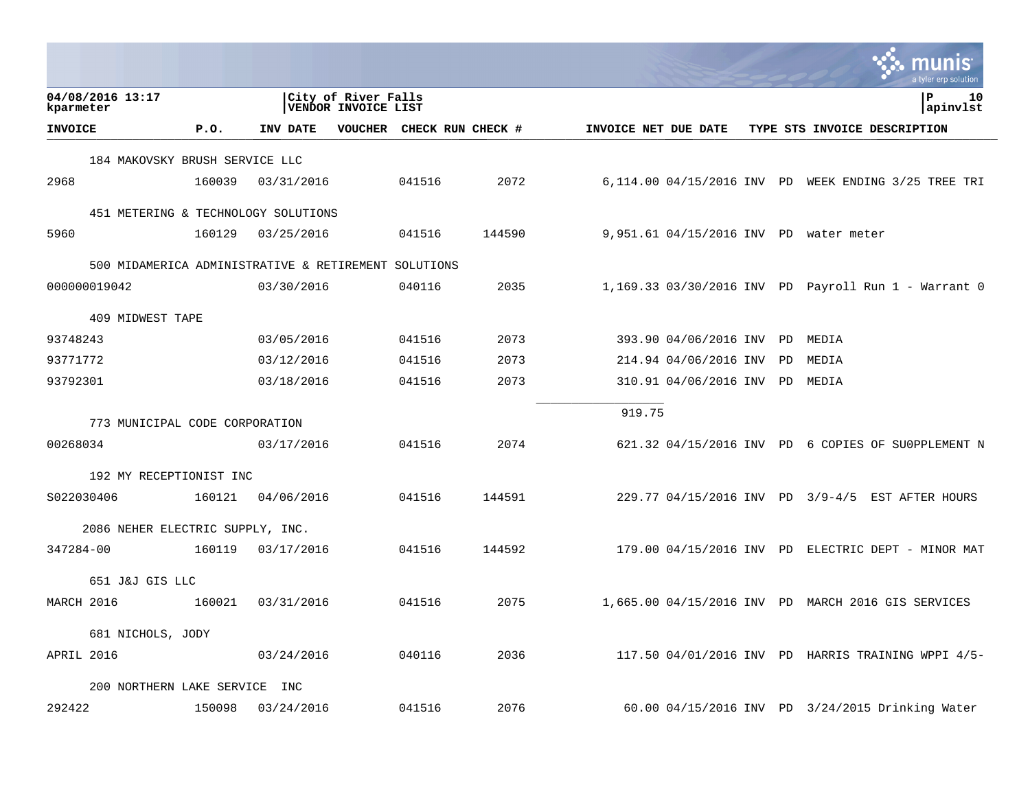04/08/2016 13:17
kparmeter

City of River Falls
VENDOR INVOICE LIST

| INVOICE | P.O. | INV DATE | VOUCHER | CHECK RUN | CHECK # | INVOICE NET | DUE DATE | TYPE | STS | INVOICE DESCRIPTION |
|---|---|---|---|---|---|---|---|---|---|---|
| 184 MAKOVSKY BRUSH SERVICE LLC | | | | | | | | | | |
| 2968 | 160039 | 03/31/2016 | | 041516 | 2072 | 6,114.00 | 04/15/2016 | INV | PD | WEEK ENDING 3/25 TREE TRI |
| 451 METERING & TECHNOLOGY SOLUTIONS | | | | | | | | | | |
| 5960 | 160129 | 03/25/2016 | | 041516 | 144590 | 9,951.61 | 04/15/2016 | INV | PD | water meter |
| 500 MIDAMERICA ADMINISTRATIVE & RETIREMENT SOLUTIONS | | | | | | | | | | |
| 000000019042 | | 03/30/2016 | | 040116 | 2035 | 1,169.33 | 03/30/2016 | INV | PD | Payroll Run 1 - Warrant 0 |
| 409 MIDWEST TAPE | | | | | | | | | | |
| 93748243 | | 03/05/2016 | | 041516 | 2073 | 393.90 | 04/06/2016 | INV | PD | MEDIA |
| 93771772 | | 03/12/2016 | | 041516 | 2073 | 214.94 | 04/06/2016 | INV | PD | MEDIA |
| 93792301 | | 03/18/2016 | | 041516 | 2073 | 310.91 | 04/06/2016 | INV | PD | MEDIA |
| | | | | | | 919.75 | | | | |
| 773 MUNICIPAL CODE CORPORATION | | | | | | | | | | |
| 00268034 | | 03/17/2016 | | 041516 | 2074 | 621.32 | 04/15/2016 | INV | PD | 6 COPIES OF SU0PPLEMENT N |
| 192 MY RECEPTIONIST INC | | | | | | | | | | |
| S022030406 | 160121 | 04/06/2016 | | 041516 | 144591 | 229.77 | 04/15/2016 | INV | PD | 3/9-4/5 EST AFTER HOURS |
| 2086 NEHER ELECTRIC SUPPLY, INC. | | | | | | | | | | |
| 347284-00 | 160119 | 03/17/2016 | | 041516 | 144592 | 179.00 | 04/15/2016 | INV | PD | ELECTRIC DEPT - MINOR MAT |
| 651 J&J GIS LLC | | | | | | | | | | |
| MARCH 2016 | 160021 | 03/31/2016 | | 041516 | 2075 | 1,665.00 | 04/15/2016 | INV | PD | MARCH 2016 GIS SERVICES |
| 681 NICHOLS, JODY | | | | | | | | | | |
| APRIL 2016 | | 03/24/2016 | | 040116 | 2036 | 117.50 | 04/01/2016 | INV | PD | HARRIS TRAINING WPPI 4/5- |
| 200 NORTHERN LAKE SERVICE INC | | | | | | | | | | |
| 292422 | 150098 | 03/24/2016 | | 041516 | 2076 | 60.00 | 04/15/2016 | INV | PD | 3/24/2015 Drinking Water |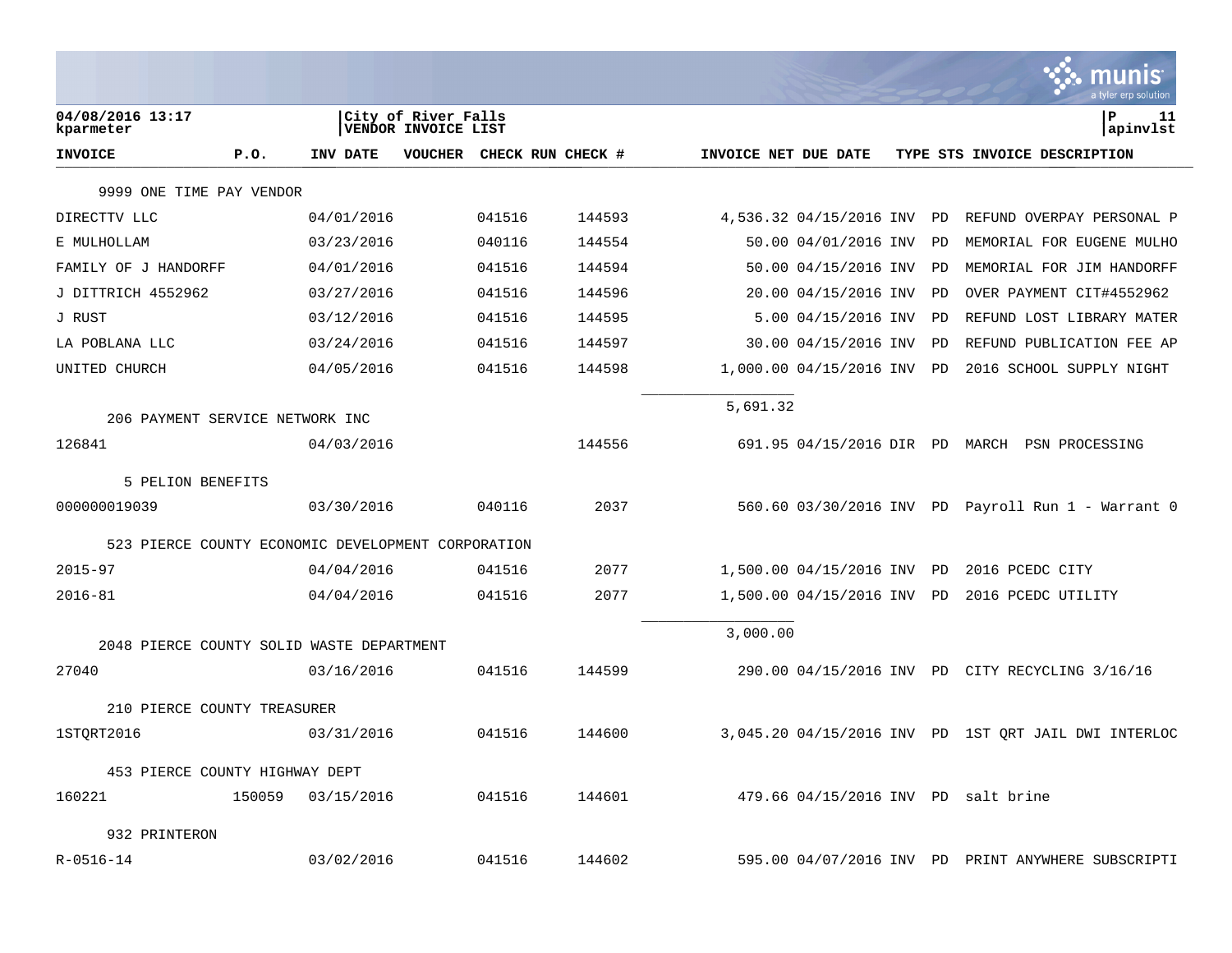City of River Falls
VENDOR INVOICE LIST

04/08/2016 13:17
kparmeter

P 11
apinvlst

| INVOICE | P.O. | INV DATE | VOUCHER | CHECK RUN | CHECK # | INVOICE NET | DUE DATE | TYPE | STS | INVOICE DESCRIPTION |
|---|---|---|---|---|---|---|---|---|---|---|
| 9999 ONE TIME PAY VENDOR | | | | | | | | | | |
| DIRECTTV LLC | | 04/01/2016 | | 041516 | 144593 | 4,536.32 | 04/15/2016 | INV | PD | REFUND OVERPAY PERSONAL P |
| E MULHOLLAM | | 03/23/2016 | | 040116 | 144554 | 50.00 | 04/01/2016 | INV | PD | MEMORIAL FOR EUGENE MULHO |
| FAMILY OF J HANDORFF | | 04/01/2016 | | 041516 | 144594 | 50.00 | 04/15/2016 | INV | PD | MEMORIAL FOR JIM HANDORFF |
| J DITTRICH 4552962 | | 03/27/2016 | | 041516 | 144596 | 20.00 | 04/15/2016 | INV | PD | OVER PAYMENT CIT#4552962 |
| J RUST | | 03/12/2016 | | 041516 | 144595 | 5.00 | 04/15/2016 | INV | PD | REFUND LOST LIBRARY MATER |
| LA POBLANA LLC | | 03/24/2016 | | 041516 | 144597 | 30.00 | 04/15/2016 | INV | PD | REFUND PUBLICATION FEE AP |
| UNITED CHURCH | | 04/05/2016 | | 041516 | 144598 | 1,000.00 | 04/15/2016 | INV | PD | 2016 SCHOOL SUPPLY NIGHT |
| | | | | | | 5,691.32 | | | | |
| 206 PAYMENT SERVICE NETWORK INC | | | | | | | | | | |
| 126841 | | 04/03/2016 | | | 144556 | 691.95 | 04/15/2016 | DIR | PD | MARCH PSN PROCESSING |
| 5 PELION BENEFITS | | | | | | | | | | |
| 000000019039 | | 03/30/2016 | | 040116 | 2037 | 560.60 | 03/30/2016 | INV | PD | Payroll Run 1 - Warrant 0 |
| 523 PIERCE COUNTY ECONOMIC DEVELOPMENT CORPORATION | | | | | | | | | | |
| 2015-97 | | 04/04/2016 | | 041516 | 2077 | 1,500.00 | 04/15/2016 | INV | PD | 2016 PCEDC CITY |
| 2016-81 | | 04/04/2016 | | 041516 | 2077 | 1,500.00 | 04/15/2016 | INV | PD | 2016 PCEDC UTILITY |
| | | | | | | 3,000.00 | | | | |
| 2048 PIERCE COUNTY SOLID WASTE DEPARTMENT | | | | | | | | | | |
| 27040 | | 03/16/2016 | | 041516 | 144599 | 290.00 | 04/15/2016 | INV | PD | CITY RECYCLING 3/16/16 |
| 210 PIERCE COUNTY TREASURER | | | | | | | | | | |
| 1STQRT2016 | | 03/31/2016 | | 041516 | 144600 | 3,045.20 | 04/15/2016 | INV | PD | 1ST QRT JAIL DWI INTERLOC |
| 453 PIERCE COUNTY HIGHWAY DEPT | | | | | | | | | | |
| 160221 | 150059 | 03/15/2016 | | 041516 | 144601 | 479.66 | 04/15/2016 | INV | PD | salt brine |
| 932 PRINTERON | | | | | | | | | | |
| R-0516-14 | | 03/02/2016 | | 041516 | 144602 | 595.00 | 04/07/2016 | INV | PD | PRINT ANYWHERE SUBSCRIPTI |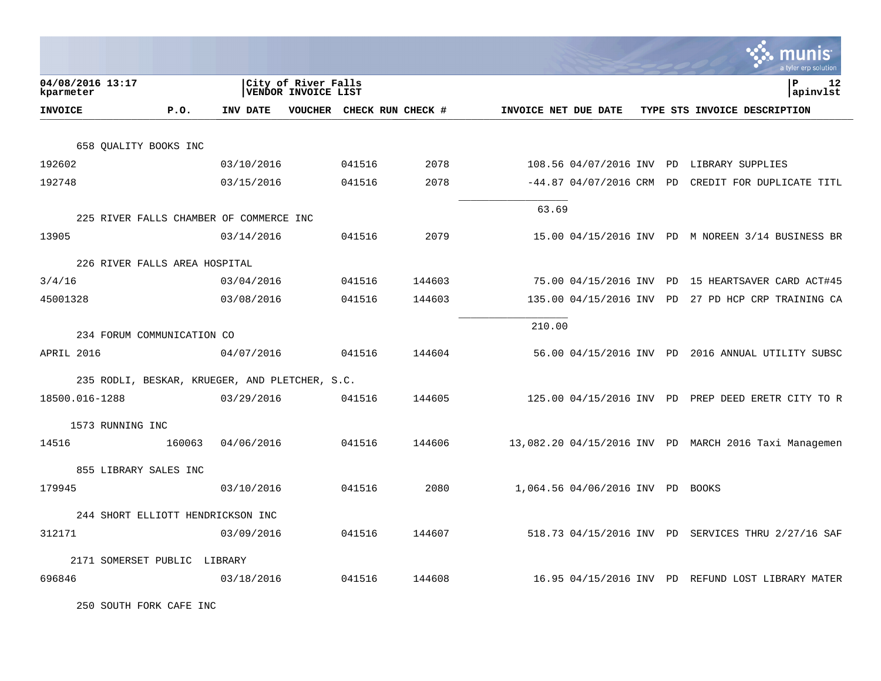| INVOICE | P.O. | INV DATE | VOUCHER | CHECK RUN | CHECK # | INVOICE NET | DUE DATE | TYPE | STS | INVOICE DESCRIPTION |
|---|---|---|---|---|---|---|---|---|---|---|
| 658 QUALITY BOOKS INC | | | | | | | | | | |
| 192602 | | 03/10/2016 | | 041516 | 2078 | 108.56 | 04/07/2016 | INV | PD | LIBRARY SUPPLIES |
| 192748 | | 03/15/2016 | | 041516 | 2078 | -44.87 | 04/07/2016 | CRM | PD | CREDIT FOR DUPLICATE TITL |
| | | | | | | 63.69 | | | | |
| 225 RIVER FALLS CHAMBER OF COMMERCE INC | | | | | | | | | | |
| 13905 | | 03/14/2016 | | 041516 | 2079 | 15.00 | 04/15/2016 | INV | PD | M NOREEN 3/14 BUSINESS BR |
| 226 RIVER FALLS AREA HOSPITAL | | | | | | | | | | |
| 3/4/16 | | 03/04/2016 | | 041516 | 144603 | 75.00 | 04/15/2016 | INV | PD | 15 HEARTSAVER CARD ACT#45 |
| 45001328 | | 03/08/2016 | | 041516 | 144603 | 135.00 | 04/15/2016 | INV | PD | 27 PD HCP CRP TRAINING CA |
| | | | | | | 210.00 | | | | |
| 234 FORUM COMMUNICATION CO | | | | | | | | | | |
| APRIL 2016 | | 04/07/2016 | | 041516 | 144604 | 56.00 | 04/15/2016 | INV | PD | 2016 ANNUAL UTILITY SUBSC |
| 235 RODLI, BESKAR, KRUEGER, AND PLETCHER, S.C. | | | | | | | | | | |
| 18500.016-1288 | | 03/29/2016 | | 041516 | 144605 | 125.00 | 04/15/2016 | INV | PD | PREP DEED ERETR CITY TO R |
| 1573 RUNNING INC | | | | | | | | | | |
| 14516 | 160063 | 04/06/2016 | | 041516 | 144606 | 13,082.20 | 04/15/2016 | INV | PD | MARCH 2016 Taxi Managemen |
| 855 LIBRARY SALES INC | | | | | | | | | | |
| 179945 | | 03/10/2016 | | 041516 | 2080 | 1,064.56 | 04/06/2016 | INV | PD | BOOKS |
| 244 SHORT ELLIOTT HENDRICKSON INC | | | | | | | | | | |
| 312171 | | 03/09/2016 | | 041516 | 144607 | 518.73 | 04/15/2016 | INV | PD | SERVICES THRU 2/27/16 SAF |
| 2171 SOMERSET PUBLIC LIBRARY | | | | | | | | | | |
| 696846 | | 03/18/2016 | | 041516 | 144608 | 16.95 | 04/15/2016 | INV | PD | REFUND LOST LIBRARY MATER |
| 250 SOUTH FORK CAFE INC | | | | | | | | | | |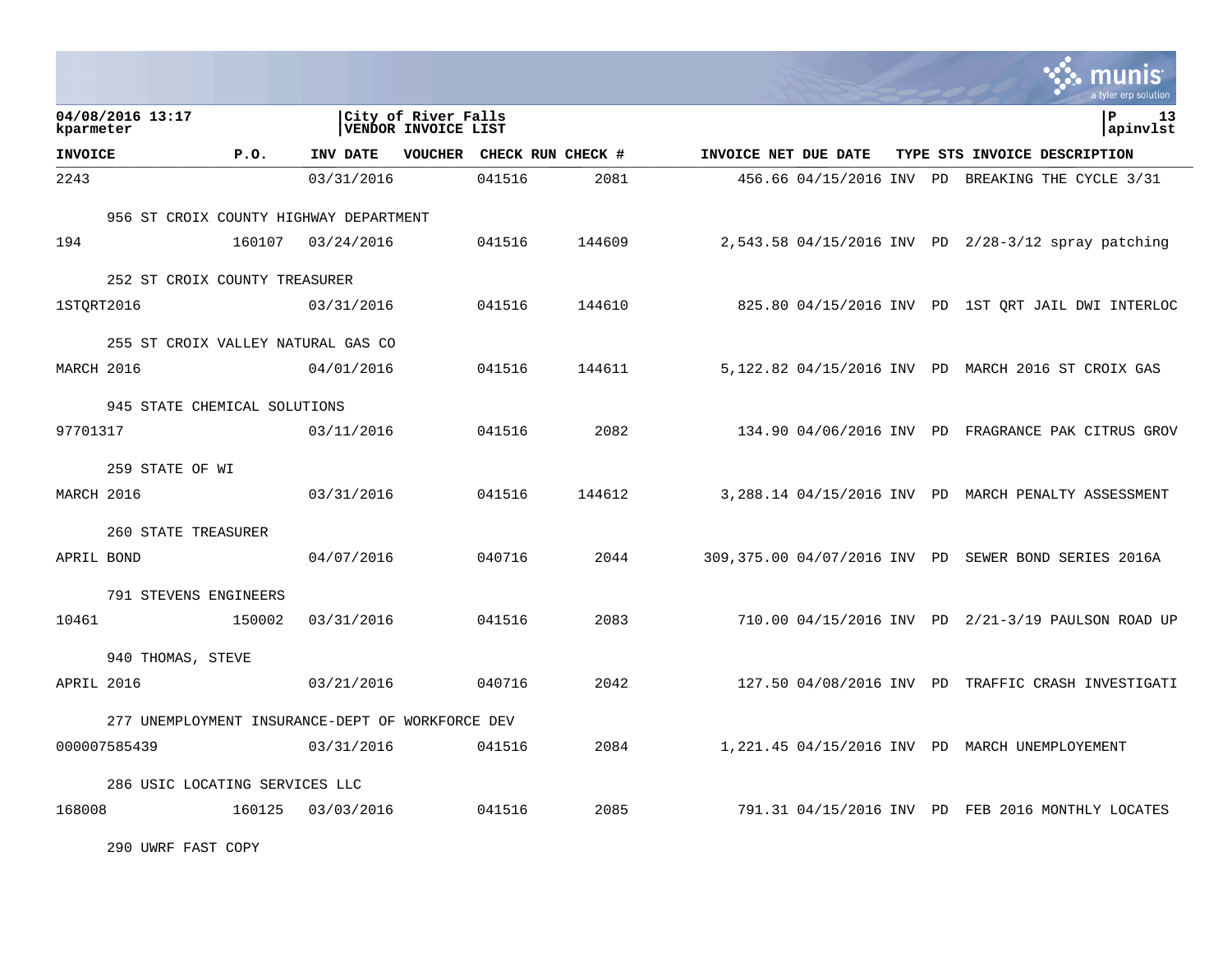04/08/2016 13:17
kparmeter

City of River Falls
VENDOR INVOICE LIST

P 13
apinvlst

| INVOICE | P.O. | INV DATE | VOUCHER | CHECK RUN | CHECK # | INVOICE NET | DUE DATE | TYPE | STS | INVOICE DESCRIPTION |
|---|---|---|---|---|---|---|---|---|---|---|
| 2243 | | 03/31/2016 | | 041516 | 2081 | 456.66 | 04/15/2016 | INV | PD | BREAKING THE CYCLE 3/31 |
| 956 ST CROIX COUNTY HIGHWAY DEPARTMENT | | | | | | | | | | |
| 194 | 160107 | 03/24/2016 | | 041516 | 144609 | 2,543.58 | 04/15/2016 | INV | PD | 2/28-3/12 spray patching |
| 252 ST CROIX COUNTY TREASURER | | | | | | | | | | |
| 1STQRT2016 | | 03/31/2016 | | 041516 | 144610 | 825.80 | 04/15/2016 | INV | PD | 1ST QRT JAIL DWI INTERLOC |
| 255 ST CROIX VALLEY NATURAL GAS CO | | | | | | | | | | |
| MARCH 2016 | | 04/01/2016 | | 041516 | 144611 | 5,122.82 | 04/15/2016 | INV | PD | MARCH 2016 ST CROIX GAS |
| 945 STATE CHEMICAL SOLUTIONS | | | | | | | | | | |
| 97701317 | | 03/11/2016 | | 041516 | 2082 | 134.90 | 04/06/2016 | INV | PD | FRAGRANCE PAK CITRUS GROV |
| 259 STATE OF WI | | | | | | | | | | |
| MARCH 2016 | | 03/31/2016 | | 041516 | 144612 | 3,288.14 | 04/15/2016 | INV | PD | MARCH PENALTY ASSESSMENT |
| 260 STATE TREASURER | | | | | | | | | | |
| APRIL BOND | | 04/07/2016 | | 040716 | 2044 | 309,375.00 | 04/07/2016 | INV | PD | SEWER BOND SERIES 2016A |
| 791 STEVENS ENGINEERS | | | | | | | | | | |
| 10461 | 150002 | 03/31/2016 | | 041516 | 2083 | 710.00 | 04/15/2016 | INV | PD | 2/21-3/19 PAULSON ROAD UP |
| 940 THOMAS, STEVE | | | | | | | | | | |
| APRIL 2016 | | 03/21/2016 | | 040716 | 2042 | 127.50 | 04/08/2016 | INV | PD | TRAFFIC CRASH INVESTIGATI |
| 277 UNEMPLOYMENT INSURANCE-DEPT OF WORKFORCE DEV | | | | | | | | | | |
| 000007585439 | | 03/31/2016 | | 041516 | 2084 | 1,221.45 | 04/15/2016 | INV | PD | MARCH UNEMPLOYEMENT |
| 286 USIC LOCATING SERVICES LLC | | | | | | | | | | |
| 168008 | 160125 | 03/03/2016 | | 041516 | 2085 | 791.31 | 04/15/2016 | INV | PD | FEB 2016 MONTHLY LOCATES |
| 290 UWRF FAST COPY | | | | | | | | | | |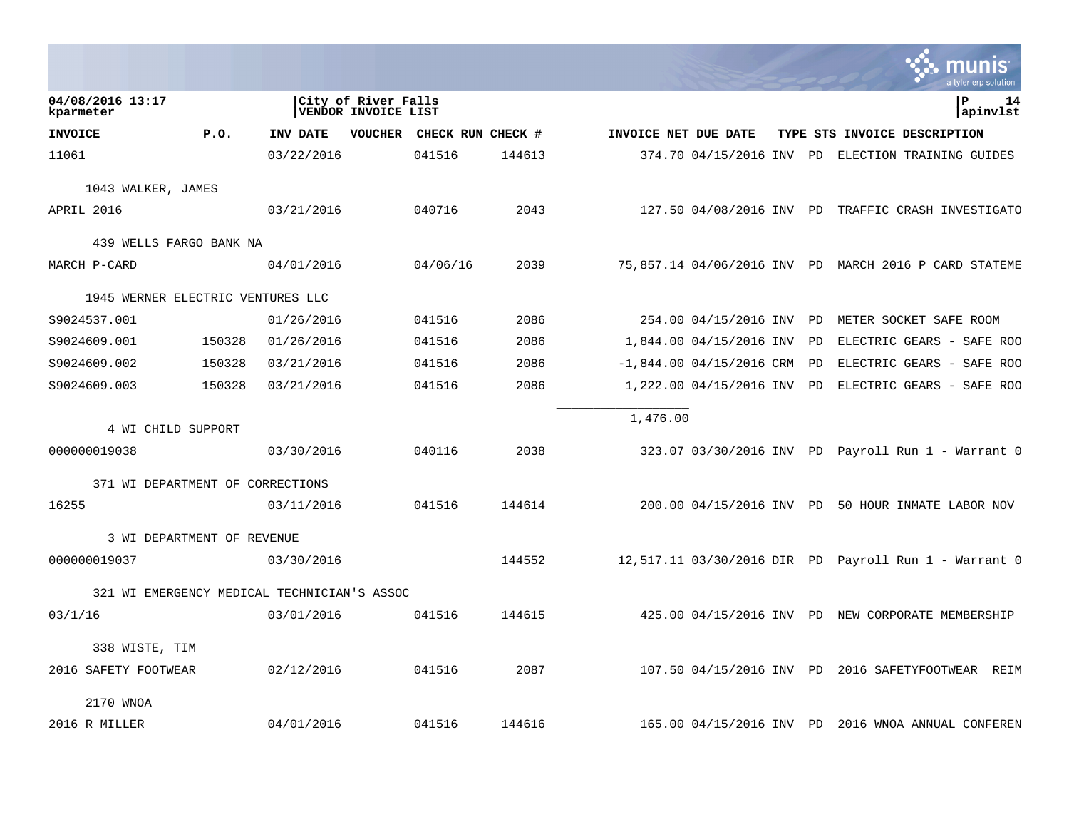**04/08/2016 13:17**
**kparmeter**

**City of River Falls**
**VENDOR INVOICE LIST**

**P 14**
**apinvlst**

| INVOICE | P.O. | INV DATE | VOUCHER | CHECK RUN | CHECK # | INVOICE NET | DUE DATE | TYPE | STS | INVOICE DESCRIPTION |
|---|---|---|---|---|---|---|---|---|---|---|
| 11061 | | 03/22/2016 | | 041516 | 144613 | 374.70 | 04/15/2016 | INV | PD | ELECTION TRAINING GUIDES |
| 1043 WALKER, JAMES | | | | | | | | | | |
| APRIL 2016 | | 03/21/2016 | | 040716 | 2043 | 127.50 | 04/08/2016 | INV | PD | TRAFFIC CRASH INVESTIGATO |
| 439 WELLS FARGO BANK NA | | | | | | | | | | |
| MARCH P-CARD | | 04/01/2016 | | 04/06/16 | 2039 | 75,857.14 | 04/06/2016 | INV | PD | MARCH 2016 P CARD STATEME |
| 1945 WERNER ELECTRIC VENTURES LLC | | | | | | | | | | |
| S9024537.001 | | 01/26/2016 | | 041516 | 2086 | 254.00 | 04/15/2016 | INV | PD | METER SOCKET SAFE ROOM |
| S9024609.001 | 150328 | 01/26/2016 | | 041516 | 2086 | 1,844.00 | 04/15/2016 | INV | PD | ELECTRIC GEARS - SAFE ROO |
| S9024609.002 | 150328 | 03/21/2016 | | 041516 | 2086 | -1,844.00 | 04/15/2016 | CRM | PD | ELECTRIC GEARS - SAFE ROO |
| S9024609.003 | 150328 | 03/21/2016 | | 041516 | 2086 | 1,222.00 | 04/15/2016 | INV | PD | ELECTRIC GEARS - SAFE ROO |
| | | | | | | 1,476.00 | | | | |
| 4 WI CHILD SUPPORT | | | | | | | | | | |
| 000000019038 | | 03/30/2016 | | 040116 | 2038 | 323.07 | 03/30/2016 | INV | PD | Payroll Run 1 - Warrant 0 |
| 371 WI DEPARTMENT OF CORRECTIONS | | | | | | | | | | |
| 16255 | | 03/11/2016 | | 041516 | 144614 | 200.00 | 04/15/2016 | INV | PD | 50 HOUR INMATE LABOR NOV |
| 3 WI DEPARTMENT OF REVENUE | | | | | | | | | | |
| 000000019037 | | 03/30/2016 | | | 144552 | 12,517.11 | 03/30/2016 | DIR | PD | Payroll Run 1 - Warrant 0 |
| 321 WI EMERGENCY MEDICAL TECHNICIAN'S ASSOC | | | | | | | | | | |
| 03/1/16 | | 03/01/2016 | | 041516 | 144615 | 425.00 | 04/15/2016 | INV | PD | NEW CORPORATE MEMBERSHIP |
| 338 WISTE, TIM | | | | | | | | | | |
| 2016 SAFETY FOOTWEAR | | 02/12/2016 | | 041516 | 2087 | 107.50 | 04/15/2016 | INV | PD | 2016 SAFETYFOOTWEAR REIM |
| 2170 WNOA | | | | | | | | | | |
| 2016 R MILLER | | 04/01/2016 | | 041516 | 144616 | 165.00 | 04/15/2016 | INV | PD | 2016 WNOA ANNUAL CONFEREN |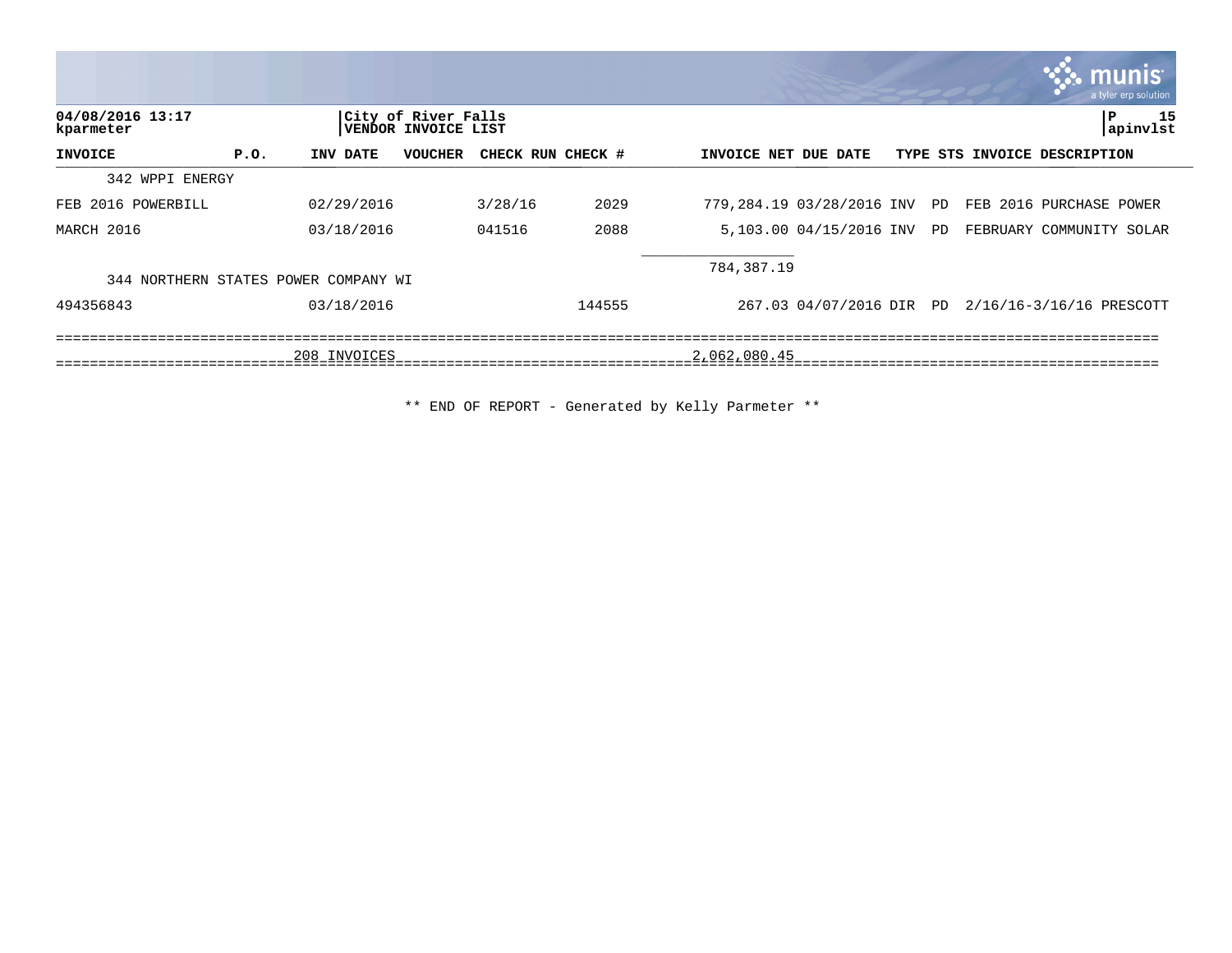04/08/2016 13:17
kparmeter

City of River Falls
VENDOR INVOICE LIST

apinvlst

| INVOICE | P.O. | INV DATE | VOUCHER | CHECK RUN | CHECK # | INVOICE NET | DUE DATE | TYPE | STS | INVOICE DESCRIPTION |
|---|---|---|---|---|---|---|---|---|---|---|
| 342 WPPI ENERGY | | | | | | | | | | |
| FEB 2016 POWERBILL | | 02/29/2016 | | 3/28/16 | 2029 | 779,284.19 | 03/28/2016 | INV | PD | FEB 2016 PURCHASE POWER |
| MARCH 2016 | | 03/18/2016 | | 041516 | 2088 | 5,103.00 | 04/15/2016 | INV | PD | FEBRUARY COMMUNITY SOLAR |
| | | | | | | 784,387.19 | | | | |
| 344 NORTHERN STATES POWER COMPANY WI | | | | | | | | | | |
| 494356843 | | 03/18/2016 | | | 144555 | 267.03 | 04/07/2016 | DIR | PD | 2/16/16-3/16/16 PRESCOTT |
| | | 208 INVOICES | | | | 2,062,080.45 | | | | |

** END OF REPORT - Generated by Kelly Parmeter **